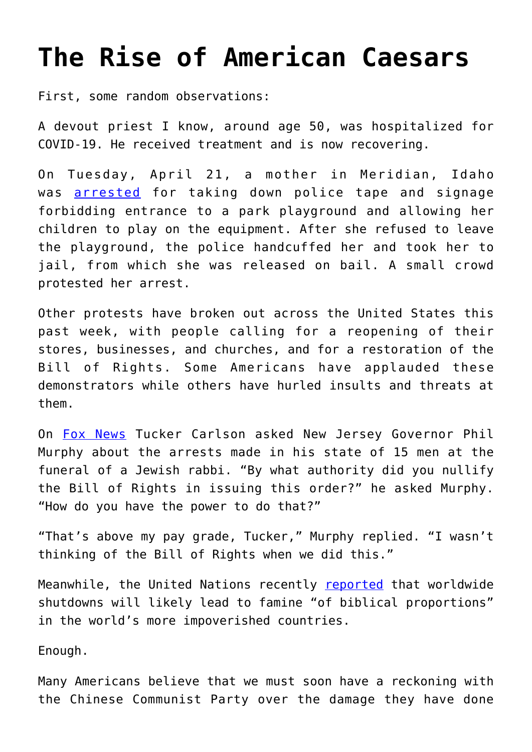# The Rise of American Caesars

First, some random observations:

A devout priest I know, around age 50, was hospitalized for COVID-19. He received treatment and is now recovering.

On Tuesday, April 21, a mother in Meridian, Idaho was arrested for taking down police tape and signage forbidding entrance to a park playground and allowing her children to play on the equipment. After she refused to leave the playground, the police handcuffed her and took her to jail, from which she was released on bail. A small crowd protested her arrest.

Other protests have broken out across the United States this past week, with people calling for a reopening of their stores, businesses, and churches, and for a restoration of the Bill of Rights. Some Americans have applauded these demonstrators while others have hurled insults and threats at them.

On Fox News Tucker Carlson asked New Jersey Governor Phil Murphy about the arrests made in his state of 15 men at the funeral of a Jewish rabbi. "By what authority did you nullify the Bill of Rights in issuing this order?" he asked Murphy. "How do you have the power to do that?"

"That's above my pay grade, Tucker," Murphy replied. "I wasn't thinking of the Bill of Rights when we did this."

Meanwhile, the United Nations recently reported that worldwide shutdowns will likely lead to famine "of biblical proportions" in the world's more impoverished countries.

Enough.

Many Americans believe that we must soon have a reckoning with the Chinese Communist Party over the damage they have done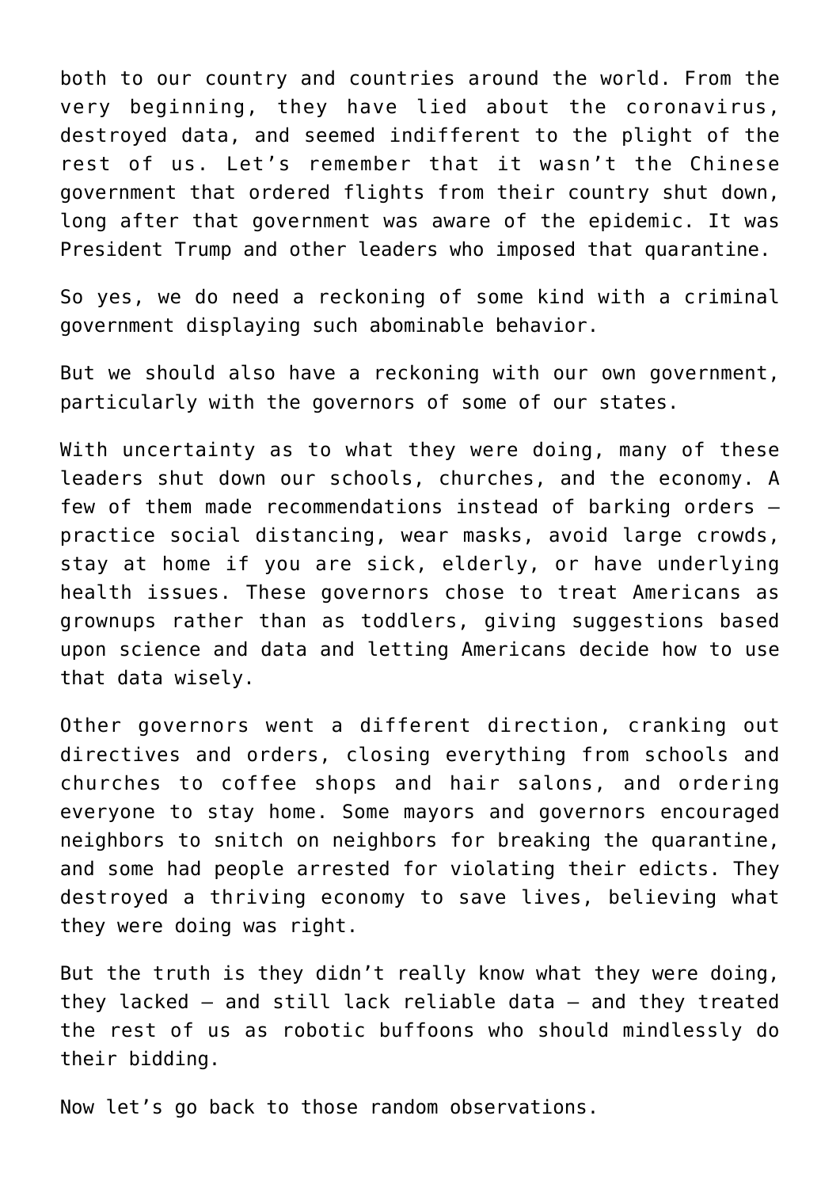both to our country and countries around the world. From the very beginning, they have lied about the coronavirus, destroyed data, and seemed indifferent to the plight of the rest of us. Let's remember that it wasn't the Chinese government that ordered flights from their country shut down, long after that government was aware of the epidemic. It was President Trump and other leaders who imposed that quarantine.

So yes, we do need a reckoning of some kind with a criminal government displaying such abominable behavior.

But we should also have a reckoning with our own government, particularly with the governors of some of our states.

With uncertainty as to what they were doing, many of these leaders shut down our schools, churches, and the economy. A few of them made recommendations instead of barking orders – practice social distancing, wear masks, avoid large crowds, stay at home if you are sick, elderly, or have underlying health issues. These governors chose to treat Americans as grownups rather than as toddlers, giving suggestions based upon science and data and letting Americans decide how to use that data wisely.

Other governors went a different direction, cranking out directives and orders, closing everything from schools and churches to coffee shops and hair salons, and ordering everyone to stay home. Some mayors and governors encouraged neighbors to snitch on neighbors for breaking the quarantine, and some had people arrested for violating their edicts. They destroyed a thriving economy to save lives, believing what they were doing was right.

But the truth is they didn't really know what they were doing, they lacked – and still lack reliable data – and they treated the rest of us as robotic buffoons who should mindlessly do their bidding.

Now let's go back to those random observations.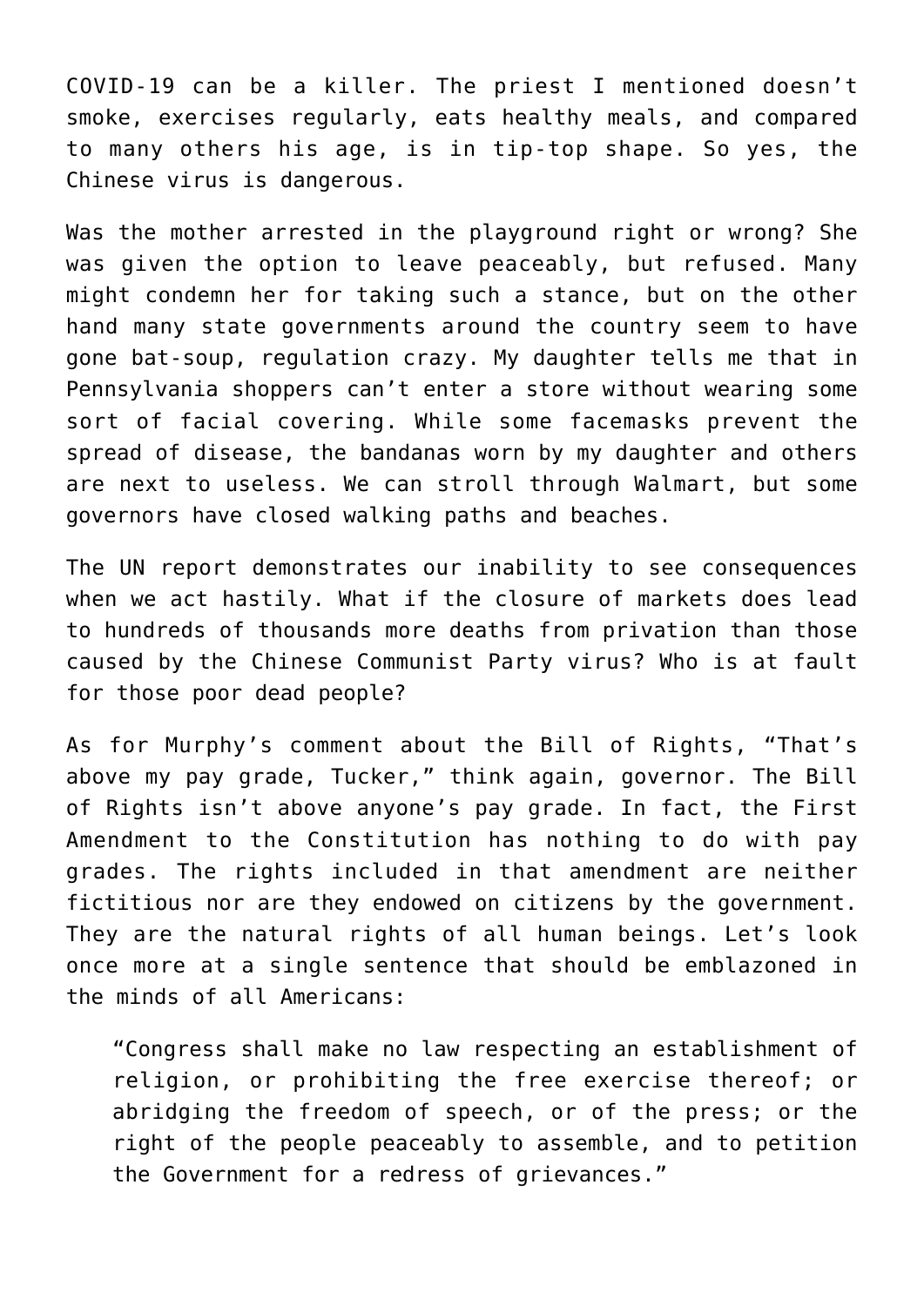COVID-19 can be a killer. The priest I mentioned doesn't smoke, exercises regularly, eats healthy meals, and compared to many others his age, is in tip-top shape. So yes, the Chinese virus is dangerous.

Was the mother arrested in the playground right or wrong? She was given the option to leave peaceably, but refused. Many might condemn her for taking such a stance, but on the other hand many state governments around the country seem to have gone bat-soup, regulation crazy. My daughter tells me that in Pennsylvania shoppers can't enter a store without wearing some sort of facial covering. While some facemasks prevent the spread of disease, the bandanas worn by my daughter and others are next to useless. We can stroll through Walmart, but some governors have closed walking paths and beaches.

The UN report demonstrates our inability to see consequences when we act hastily. What if the closure of markets does lead to hundreds of thousands more deaths from privation than those caused by the Chinese Communist Party virus? Who is at fault for those poor dead people?

As for Murphy's comment about the Bill of Rights, "That's above my pay grade, Tucker," think again, governor. The Bill of Rights isn't above anyone's pay grade. In fact, the First Amendment to the Constitution has nothing to do with pay grades. The rights included in that amendment are neither fictitious nor are they endowed on citizens by the government. They are the natural rights of all human beings. Let's look once more at a single sentence that should be emblazoned in the minds of all Americans:

> "Congress shall make no law respecting an establishment of religion, or prohibiting the free exercise thereof; or abridging the freedom of speech, or of the press; or the right of the people peaceably to assemble, and to petition the Government for a redress of grievances."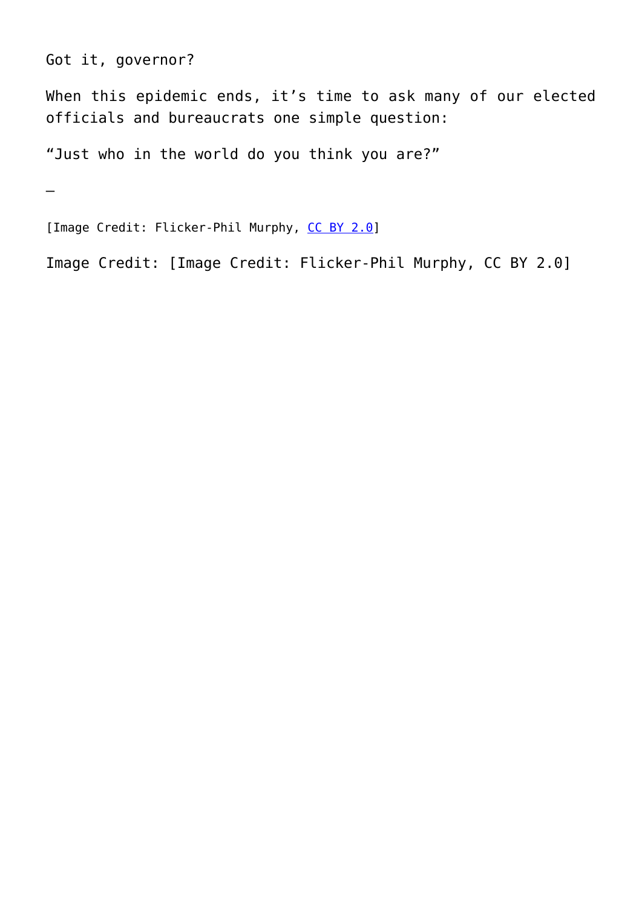Got it, governor?

When this epidemic ends, it's time to ask many of our elected officials and bureaucrats one simple question:

"Just who in the world do you think you are?"

—

[Image Credit: Flicker-Phil Murphy, CC BY 2.0]

Image Credit: [Image Credit: Flicker-Phil Murphy, CC BY 2.0]